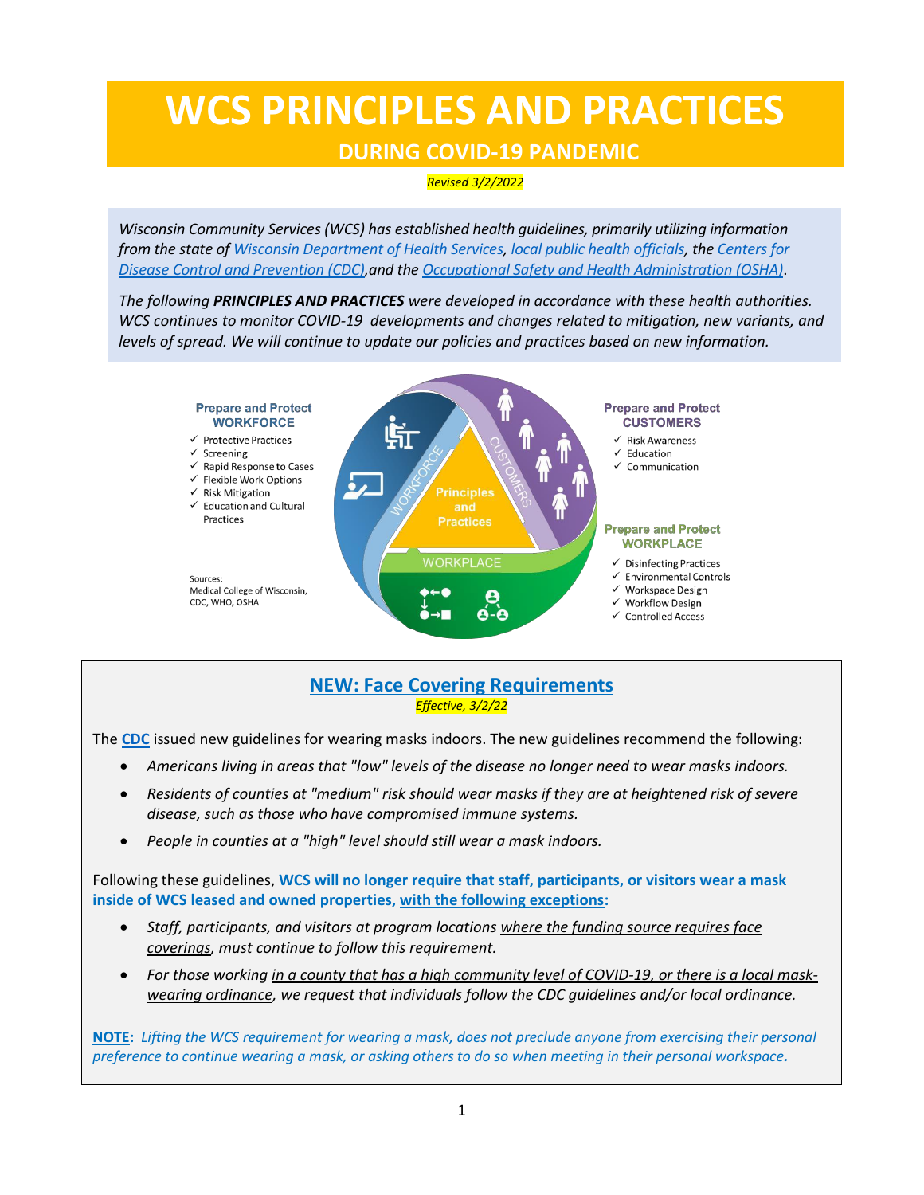# WCS PRINCIPLES AND PRACTICES

## DURING COVID-19 PANDEMIC

*Revised 3/2/2022*

*Wisconsin Community Services (WCS) has established health guidelines, primarily utilizing information from the state of Wisconsin Department of Health Services, local public health officials, the Centers for Disease Control and Prevention (CDC),and the Occupational Safety and Health Administration (OSHA).*

*The following **PRINCIPLES AND PRACTICES** were developed in accordance with these health authorities. WCS continues to monitor COVID-19 developments and changes related to mitigation, new variants, and levels of spread. We will continue to update our policies and practices based on new information.*

**Prepare and Protect WORKFORCE**

- ✓ Protective Practices
- ✓ Screening
- ✓ Rapid Response to Cases
- ✓ Flexible Work Options
- ✓ Risk Mitigation
- ✓ Education and Cultural Practices

**Prepare and Protect CUSTOMERS**

- ✓ Risk Awareness
- ✓ Education
- ✓ Communication

**Prepare and Protect WORKPLACE**

- ✓ Disinfecting Practices
- ✓ Environmental Controls
- ✓ Workspace Design
- ✓ Workflow Design
- ✓ Controlled Access

Principles and Practices — WORKFORCE — CUSTOMERS — WORKPLACE

Sources: Medical College of Wisconsin, CDC, WHO, OSHA

## NEW: Face Covering Requirements

*Effective, 3/2/22*

The **CDC** issued new guidelines for wearing masks indoors. The new guidelines recommend the following:

- *Americans living in areas that "low" levels of the disease no longer need to wear masks indoors.*
- *Residents of counties at "medium" risk should wear masks if they are at heightened risk of severe disease, such as those who have compromised immune systems.*
- *People in counties at a "high" level should still wear a mask indoors.*

Following these guidelines, **WCS will no longer require that staff, participants, or visitors wear a mask inside of WCS leased and owned properties, with the following exceptions:**

- *Staff, participants, and visitors at program locations where the funding source requires face coverings, must continue to follow this requirement.*
- *For those working in a county that has a high community level of COVID-19, or there is a local mask-wearing ordinance, we request that individuals follow the CDC guidelines and/or local ordinance.*

**NOTE:** *Lifting the WCS requirement for wearing a mask, does not preclude anyone from exercising their personal preference to continue wearing a mask, or asking others to do so when meeting in their personal workspace.*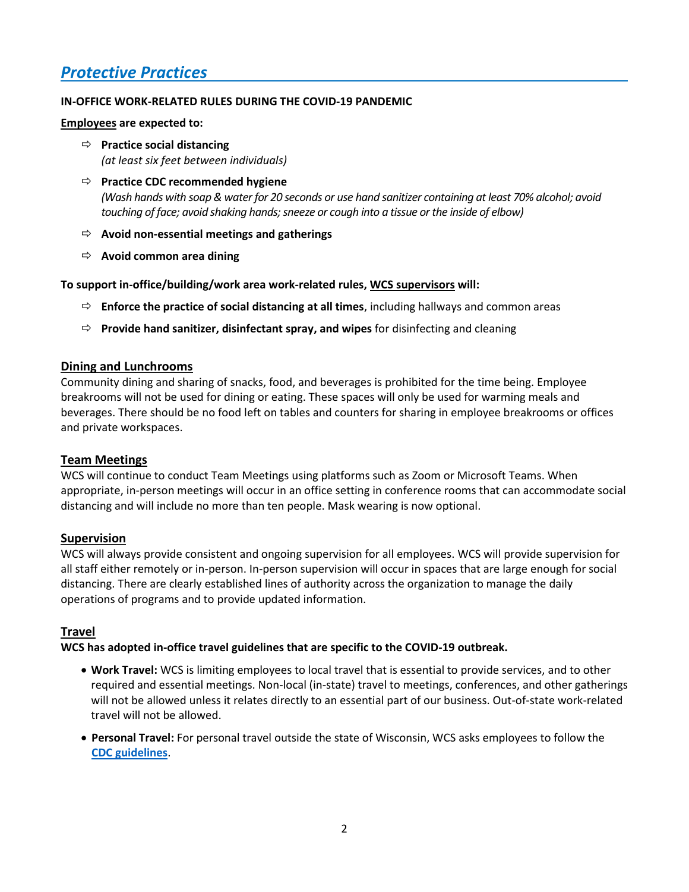## *Protective Practices*

**IN-OFFICE WORK-RELATED RULES DURING THE COVID-19 PANDEMIC**

**Employees are expected to:**

- **Practice social distancing**
  *(at least six feet between individuals)*
- **Practice CDC recommended hygiene**
  *(Wash hands with soap & water for 20 seconds or use hand sanitizer containing at least 70% alcohol; avoid touching of face; avoid shaking hands; sneeze or cough into a tissue or the inside of elbow)*
- **Avoid non-essential meetings and gatherings**
- **Avoid common area dining**

**To support in-office/building/work area work-related rules, WCS supervisors will:**

- **Enforce the practice of social distancing at all times**, including hallways and common areas
- **Provide hand sanitizer, disinfectant spray, and wipes** for disinfecting and cleaning

### Dining and Lunchrooms

Community dining and sharing of snacks, food, and beverages is prohibited for the time being. Employee breakrooms will not be used for dining or eating. These spaces will only be used for warming meals and beverages. There should be no food left on tables and counters for sharing in employee breakrooms or offices and private workspaces.

### Team Meetings

WCS will continue to conduct Team Meetings using platforms such as Zoom or Microsoft Teams. When appropriate, in-person meetings will occur in an office setting in conference rooms that can accommodate social distancing and will include no more than ten people. Mask wearing is now optional.

### Supervision

WCS will always provide consistent and ongoing supervision for all employees. WCS will provide supervision for all staff either remotely or in-person. In-person supervision will occur in spaces that are large enough for social distancing. There are clearly established lines of authority across the organization to manage the daily operations of programs and to provide updated information.

### Travel

**WCS has adopted in-office travel guidelines that are specific to the COVID-19 outbreak.**

- **Work Travel:** WCS is limiting employees to local travel that is essential to provide services, and to other required and essential meetings. Non-local (in-state) travel to meetings, conferences, and other gatherings will not be allowed unless it relates directly to an essential part of our business. Out-of-state work-related travel will not be allowed.
- **Personal Travel:** For personal travel outside the state of Wisconsin, WCS asks employees to follow the **CDC guidelines**.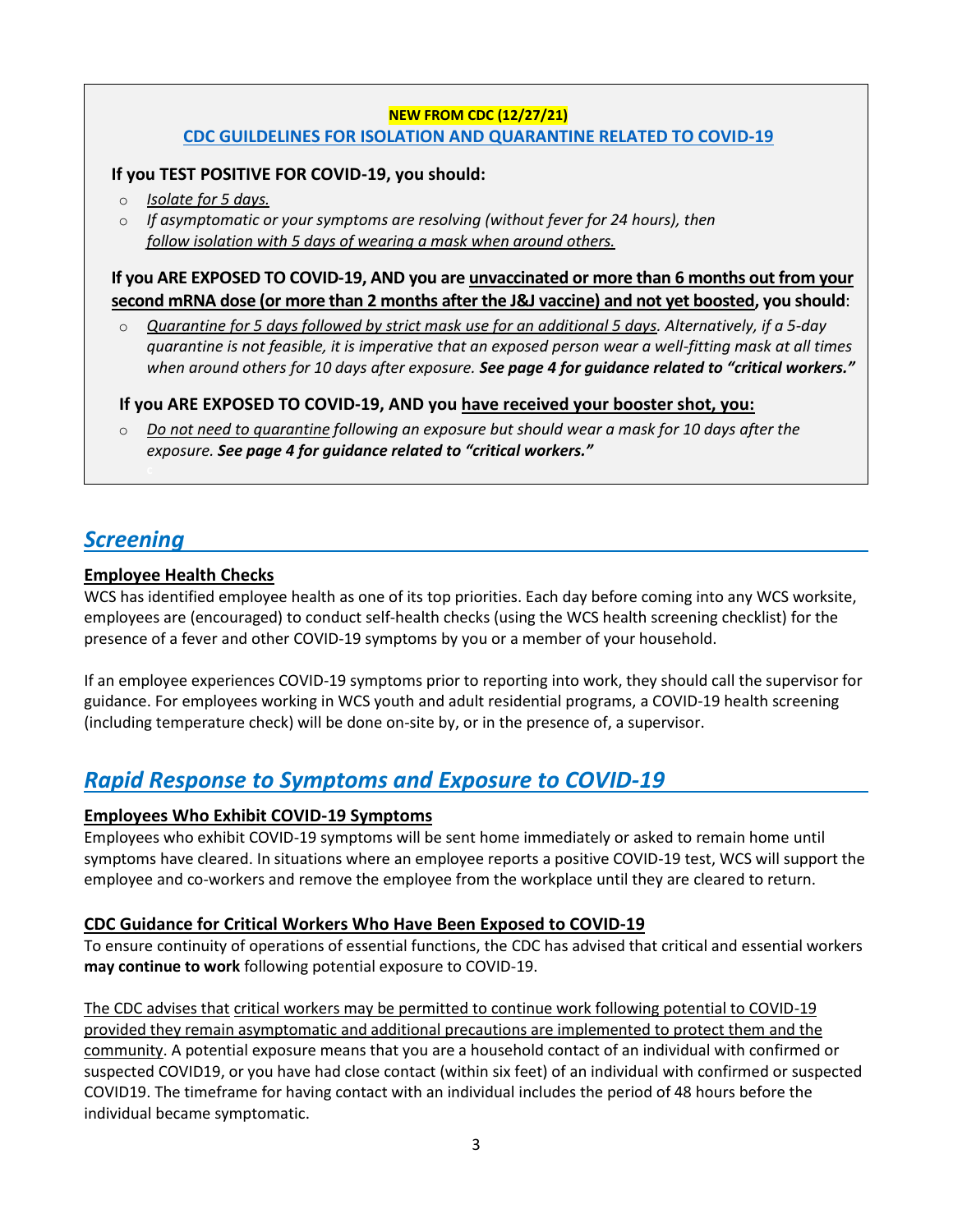**NEW FROM CDC (12/27/21)**

**CDC GUIDELINES FOR ISOLATION AND QUARANTINE RELATED TO COVID-19**

**If you TEST POSITIVE FOR COVID-19, you should:**

- *Isolate for 5 days.*
- *If asymptomatic or your symptoms are resolving (without fever for 24 hours), then follow isolation with 5 days of wearing a mask when around others.*

**If you ARE EXPOSED TO COVID-19, AND you are unvaccinated or more than 6 months out from your second mRNA dose (or more than 2 months after the J&J vaccine) and not yet boosted, you should**:

- *Quarantine for 5 days followed by strict mask use for an additional 5 days. Alternatively, if a 5-day quarantine is not feasible, it is imperative that an exposed person wear a well-fitting mask at all times when around others for 10 days after exposure.* ***See page 4 for guidance related to "critical workers."***

**If you ARE EXPOSED TO COVID-19, AND you have received your booster shot, you:**

- *Do not need to quarantine following an exposure but should wear a mask for 10 days after the exposure.* ***See page 4 for guidance related to "critical workers."***

## *Screening*

### Employee Health Checks

WCS has identified employee health as one of its top priorities. Each day before coming into any WCS worksite, employees are (encouraged) to conduct self-health checks (using the WCS health screening checklist) for the presence of a fever and other COVID-19 symptoms by you or a member of your household.

If an employee experiences COVID-19 symptoms prior to reporting into work, they should call the supervisor for guidance. For employees working in WCS youth and adult residential programs, a COVID-19 health screening (including temperature check) will be done on-site by, or in the presence of, a supervisor.

## *Rapid Response to Symptoms and Exposure to COVID-19*

### Employees Who Exhibit COVID-19 Symptoms

Employees who exhibit COVID-19 symptoms will be sent home immediately or asked to remain home until symptoms have cleared. In situations where an employee reports a positive COVID-19 test, WCS will support the employee and co-workers and remove the employee from the workplace until they are cleared to return.

### CDC Guidance for Critical Workers Who Have Been Exposed to COVID-19

To ensure continuity of operations of essential functions, the CDC has advised that critical and essential workers **may continue to work** following potential exposure to COVID-19.

The CDC advises that critical workers may be permitted to continue work following potential to COVID-19 provided they remain asymptomatic and additional precautions are implemented to protect them and the community. A potential exposure means that you are a household contact of an individual with confirmed or suspected COVID19, or you have had close contact (within six feet) of an individual with confirmed or suspected COVID19. The timeframe for having contact with an individual includes the period of 48 hours before the individual became symptomatic.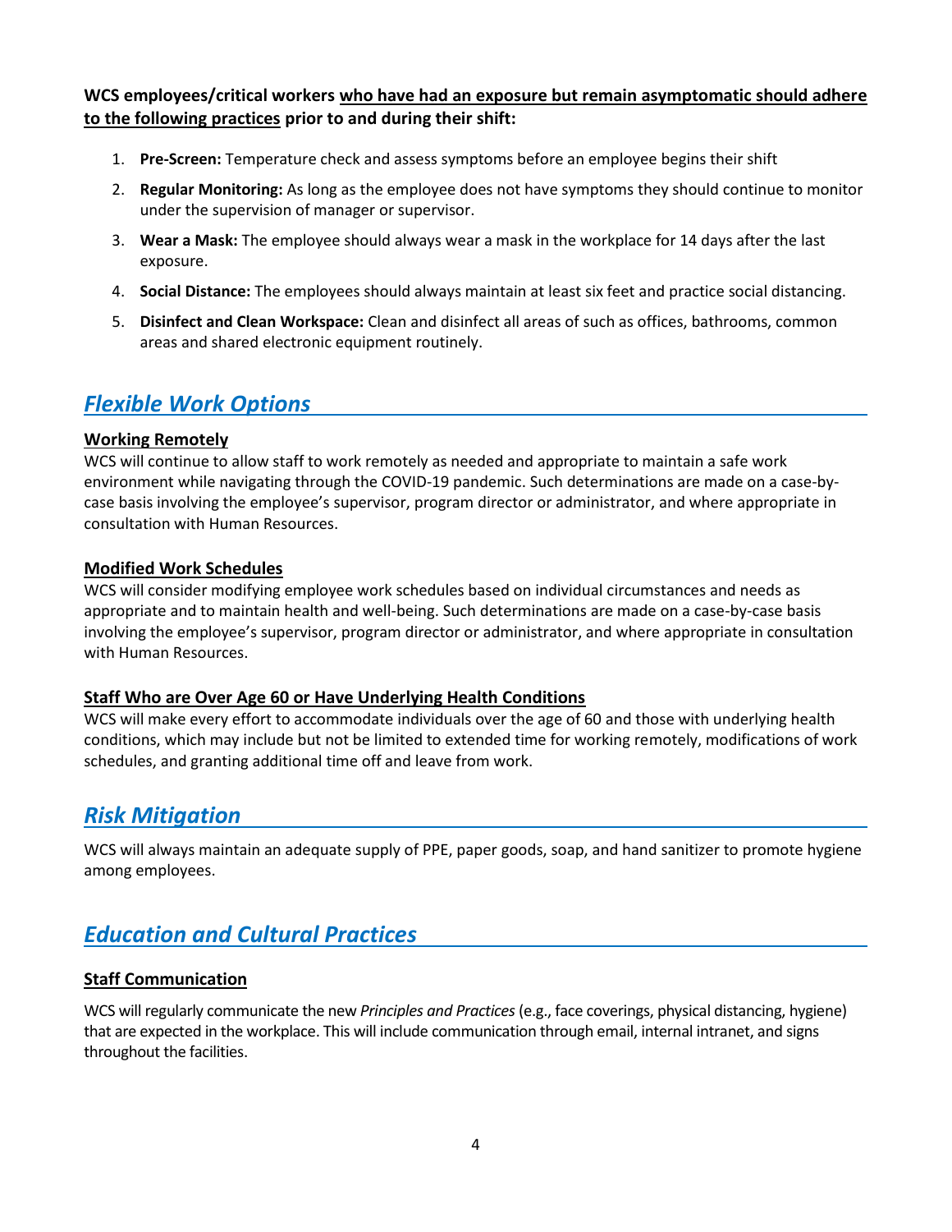**WCS employees/critical workers <u>who have had an exposure but remain asymptomatic should adhere to the following practices</u> prior to and during their shift:**

1. **Pre-Screen:** Temperature check and assess symptoms before an employee begins their shift
2. **Regular Monitoring:** As long as the employee does not have symptoms they should continue to monitor under the supervision of manager or supervisor.
3. **Wear a Mask:** The employee should always wear a mask in the workplace for 14 days after the last exposure.
4. **Social Distance:** The employees should always maintain at least six feet and practice social distancing.
5. **Disinfect and Clean Workspace:** Clean and disinfect all areas of such as offices, bathrooms, common areas and shared electronic equipment routinely.

## *Flexible Work Options*

### Working Remotely

WCS will continue to allow staff to work remotely as needed and appropriate to maintain a safe work environment while navigating through the COVID-19 pandemic. Such determinations are made on a case-by-case basis involving the employee's supervisor, program director or administrator, and where appropriate in consultation with Human Resources.

### Modified Work Schedules

WCS will consider modifying employee work schedules based on individual circumstances and needs as appropriate and to maintain health and well-being. Such determinations are made on a case-by-case basis involving the employee's supervisor, program director or administrator, and where appropriate in consultation with Human Resources.

### Staff Who are Over Age 60 or Have Underlying Health Conditions

WCS will make every effort to accommodate individuals over the age of 60 and those with underlying health conditions, which may include but not be limited to extended time for working remotely, modifications of work schedules, and granting additional time off and leave from work.

## *Risk Mitigation*

WCS will always maintain an adequate supply of PPE, paper goods, soap, and hand sanitizer to promote hygiene among employees.

## *Education and Cultural Practices*

### Staff Communication

WCS will regularly communicate the new *Principles and Practices* (e.g., face coverings, physical distancing, hygiene) that are expected in the workplace. This will include communication through email, internal intranet, and signs throughout the facilities.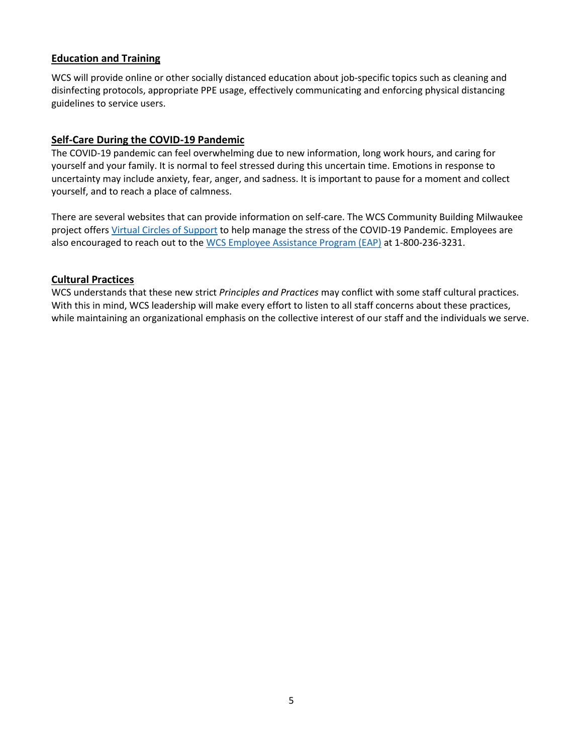## Education and Training

WCS will provide online or other socially distanced education about job-specific topics such as cleaning and disinfecting protocols, appropriate PPE usage, effectively communicating and enforcing physical distancing guidelines to service users.

## Self-Care During the COVID-19 Pandemic

The COVID-19 pandemic can feel overwhelming due to new information, long work hours, and caring for yourself and your family. It is normal to feel stressed during this uncertain time. Emotions in response to uncertainty may include anxiety, fear, anger, and sadness. It is important to pause for a moment and collect yourself, and to reach a place of calmness.

There are several websites that can provide information on self-care. The WCS Community Building Milwaukee project offers Virtual Circles of Support to help manage the stress of the COVID-19 Pandemic. Employees are also encouraged to reach out to the WCS Employee Assistance Program (EAP) at 1-800-236-3231.

## Cultural Practices

WCS understands that these new strict *Principles and Practices* may conflict with some staff cultural practices. With this in mind, WCS leadership will make every effort to listen to all staff concerns about these practices, while maintaining an organizational emphasis on the collective interest of our staff and the individuals we serve.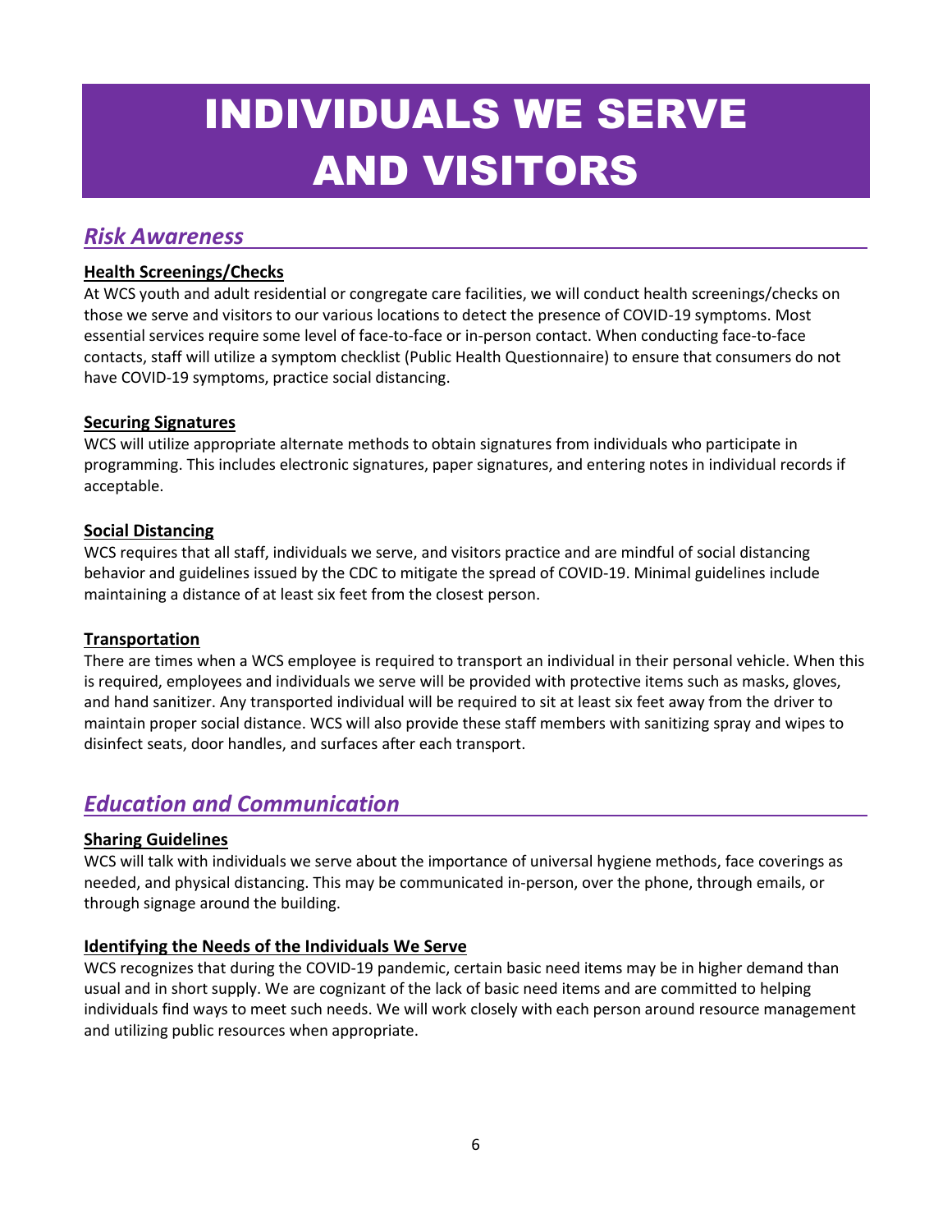# INDIVIDUALS WE SERVE AND VISITORS

## *Risk Awareness*

### Health Screenings/Checks

At WCS youth and adult residential or congregate care facilities, we will conduct health screenings/checks on those we serve and visitors to our various locations to detect the presence of COVID-19 symptoms. Most essential services require some level of face-to-face or in-person contact. When conducting face-to-face contacts, staff will utilize a symptom checklist (Public Health Questionnaire) to ensure that consumers do not have COVID-19 symptoms, practice social distancing.

### Securing Signatures

WCS will utilize appropriate alternate methods to obtain signatures from individuals who participate in programming. This includes electronic signatures, paper signatures, and entering notes in individual records if acceptable.

### Social Distancing

WCS requires that all staff, individuals we serve, and visitors practice and are mindful of social distancing behavior and guidelines issued by the CDC to mitigate the spread of COVID-19. Minimal guidelines include maintaining a distance of at least six feet from the closest person.

### Transportation

There are times when a WCS employee is required to transport an individual in their personal vehicle. When this is required, employees and individuals we serve will be provided with protective items such as masks, gloves, and hand sanitizer. Any transported individual will be required to sit at least six feet away from the driver to maintain proper social distance. WCS will also provide these staff members with sanitizing spray and wipes to disinfect seats, door handles, and surfaces after each transport.

## *Education and Communication*

### Sharing Guidelines

WCS will talk with individuals we serve about the importance of universal hygiene methods, face coverings as needed, and physical distancing. This may be communicated in-person, over the phone, through emails, or through signage around the building.

### Identifying the Needs of the Individuals We Serve

WCS recognizes that during the COVID-19 pandemic, certain basic need items may be in higher demand than usual and in short supply. We are cognizant of the lack of basic need items and are committed to helping individuals find ways to meet such needs. We will work closely with each person around resource management and utilizing public resources when appropriate.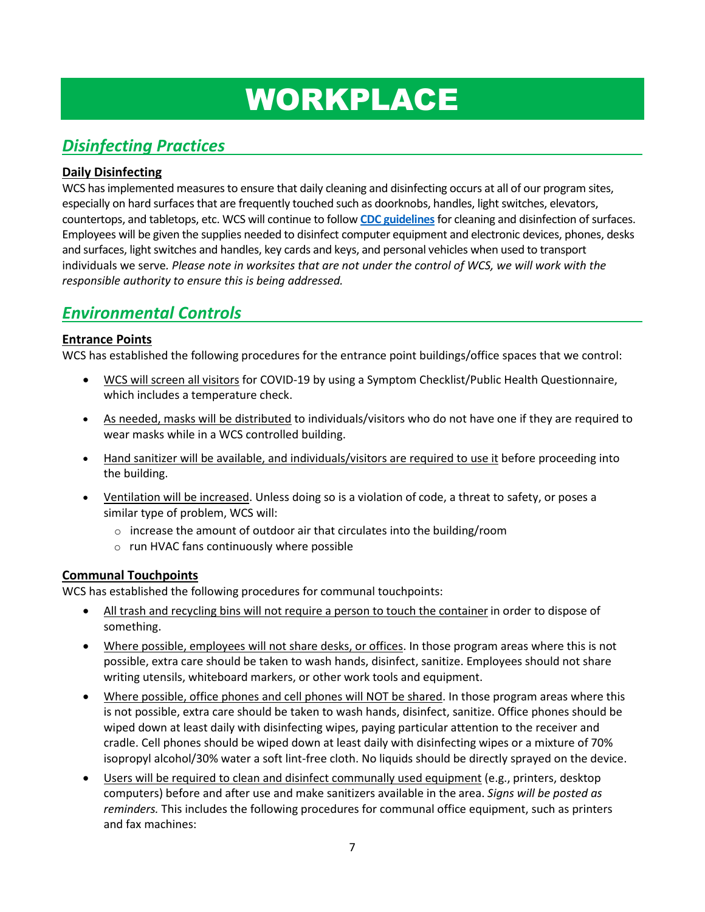# WORKPLACE

## *Disinfecting Practices*

### Daily Disinfecting

WCS has implemented measures to ensure that daily cleaning and disinfecting occurs at all of our program sites, especially on hard surfaces that are frequently touched such as doorknobs, handles, light switches, elevators, countertops, and tabletops, etc. WCS will continue to follow **CDC guidelines** for cleaning and disinfection of surfaces. Employees will be given the supplies needed to disinfect computer equipment and electronic devices, phones, desks and surfaces, light switches and handles, key cards and keys, and personal vehicles when used to transport individuals we serve. *Please note in worksites that are not under the control of WCS, we will work with the responsible authority to ensure this is being addressed.*

## *Environmental Controls*

### Entrance Points

WCS has established the following procedures for the entrance point buildings/office spaces that we control:

- WCS will screen all visitors for COVID-19 by using a Symptom Checklist/Public Health Questionnaire, which includes a temperature check.
- As needed, masks will be distributed to individuals/visitors who do not have one if they are required to wear masks while in a WCS controlled building.
- Hand sanitizer will be available, and individuals/visitors are required to use it before proceeding into the building.
- Ventilation will be increased. Unless doing so is a violation of code, a threat to safety, or poses a similar type of problem, WCS will:
  - increase the amount of outdoor air that circulates into the building/room
  - run HVAC fans continuously where possible

### Communal Touchpoints

WCS has established the following procedures for communal touchpoints:

- All trash and recycling bins will not require a person to touch the container in order to dispose of something.
- Where possible, employees will not share desks, or offices. In those program areas where this is not possible, extra care should be taken to wash hands, disinfect, sanitize. Employees should not share writing utensils, whiteboard markers, or other work tools and equipment.
- Where possible, office phones and cell phones will NOT be shared. In those program areas where this is not possible, extra care should be taken to wash hands, disinfect, sanitize. Office phones should be wiped down at least daily with disinfecting wipes, paying particular attention to the receiver and cradle. Cell phones should be wiped down at least daily with disinfecting wipes or a mixture of 70% isopropyl alcohol/30% water a soft lint-free cloth. No liquids should be directly sprayed on the device.
- Users will be required to clean and disinfect communally used equipment (e.g., printers, desktop computers) before and after use and make sanitizers available in the area. *Signs will be posted as reminders.* This includes the following procedures for communal office equipment, such as printers and fax machines: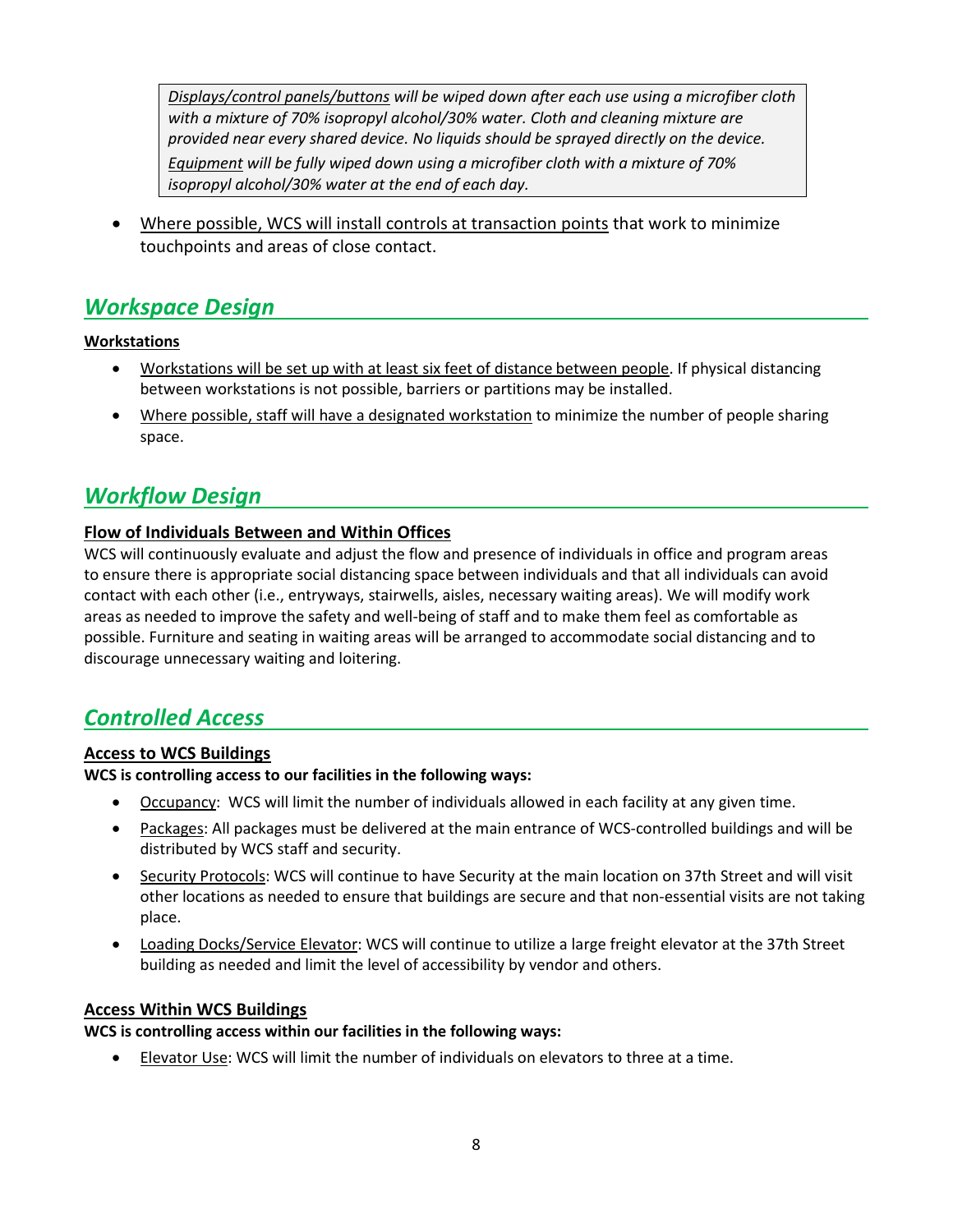> *<u>Displays/control panels/buttons</u> will be wiped down after each use using a microfiber cloth with a mixture of 70% isopropyl alcohol/30% water. Cloth and cleaning mixture are provided near every shared device. No liquids should be sprayed directly on the device.*
>
> *<u>Equipment</u> will be fully wiped down using a microfiber cloth with a mixture of 70% isopropyl alcohol/30% water at the end of each day.*

- <u>Where possible, WCS will install controls at transaction points</u> that work to minimize touchpoints and areas of close contact.

## *Workspace Design*

**<u>Workstations</u>**

- <u>Workstations will be set up with at least six feet of distance between people</u>. If physical distancing between workstations is not possible, barriers or partitions may be installed.
- <u>Where possible, staff will have a designated workstation</u> to minimize the number of people sharing space.

## *Workflow Design*

**<u>Flow of Individuals Between and Within Offices</u>**

WCS will continuously evaluate and adjust the flow and presence of individuals in office and program areas to ensure there is appropriate social distancing space between individuals and that all individuals can avoid contact with each other (i.e., entryways, stairwells, aisles, necessary waiting areas). We will modify work areas as needed to improve the safety and well-being of staff and to make them feel as comfortable as possible. Furniture and seating in waiting areas will be arranged to accommodate social distancing and to discourage unnecessary waiting and loitering.

## *Controlled Access*

**<u>Access to WCS Buildings</u>**

**WCS is controlling access to our facilities in the following ways:**

- <u>Occupancy</u>: WCS will limit the number of individuals allowed in each facility at any given time.
- <u>Packages</u>: All packages must be delivered at the main entrance of WCS-controlled buildings and will be distributed by WCS staff and security.
- <u>Security Protocols</u>: WCS will continue to have Security at the main location on 37th Street and will visit other locations as needed to ensure that buildings are secure and that non-essential visits are not taking place.
- <u>Loading Docks/Service Elevator</u>: WCS will continue to utilize a large freight elevator at the 37th Street building as needed and limit the level of accessibility by vendor and others.

**<u>Access Within WCS Buildings</u>**

**WCS is controlling access within our facilities in the following ways:**

- <u>Elevator Use</u>: WCS will limit the number of individuals on elevators to three at a time.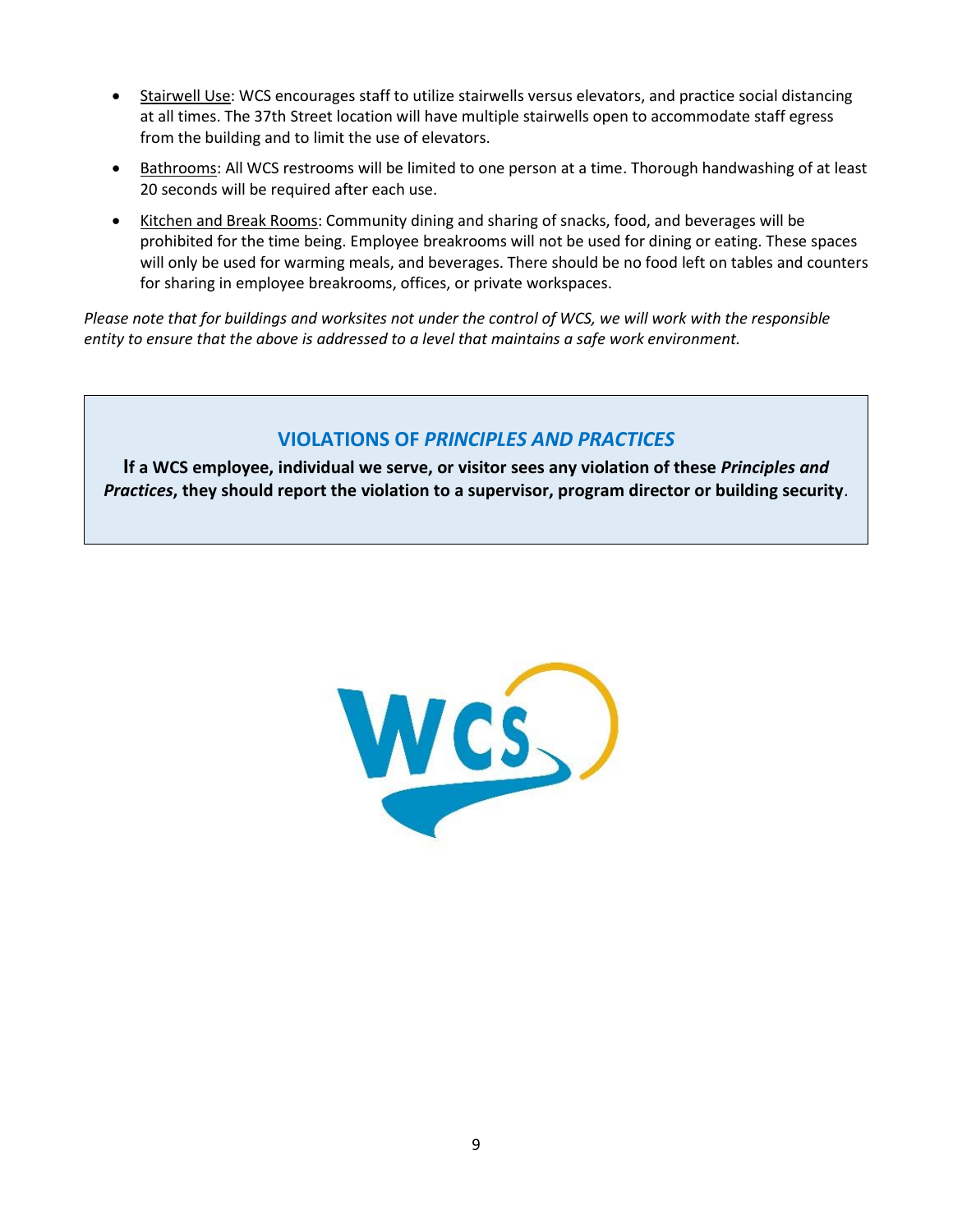- Stairwell Use: WCS encourages staff to utilize stairwells versus elevators, and practice social distancing at all times. The 37th Street location will have multiple stairwells open to accommodate staff egress from the building and to limit the use of elevators.
- Bathrooms: All WCS restrooms will be limited to one person at a time. Thorough handwashing of at least 20 seconds will be required after each use.
- Kitchen and Break Rooms: Community dining and sharing of snacks, food, and beverages will be prohibited for the time being. Employee breakrooms will not be used for dining or eating. These spaces will only be used for warming meals, and beverages. There should be no food left on tables and counters for sharing in employee breakrooms, offices, or private workspaces.

*Please note that for buildings and worksites not under the control of WCS, we will work with the responsible entity to ensure that the above is addressed to a level that maintains a safe work environment.*

## VIOLATIONS OF *PRINCIPLES AND PRACTICES*

**If a WCS employee, individual we serve, or visitor sees any violation of these *Principles and Practices*, they should report the violation to a supervisor, program director or building security**.